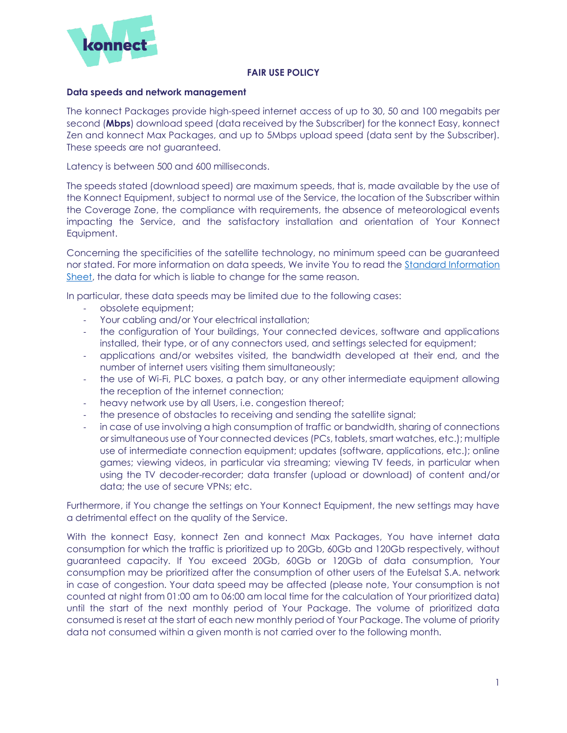# FAIR USE POLICY

## Data speeds and network management

The konnect Packages provide high-speed internet access of up to 30, 50 and 100 megabits per second (**Mbps**) download speed (data received by the Subscriber) for the konnect Easy, konnect Zen and konnect Max Packages, and up to 5Mbps upload speed (data sent by the Subscriber). These speeds are not guaranteed.

Latency is between 500 and 600 milliseconds.

The speeds stated (download speed) are maximum speeds, that is, made available by the use of the Konnect Equipment, subject to normal use of the Service, the location of the Subscriber within the Coverage Zone, the compliance with requirements, the absence of meteorological events impacting the Service, and the satisfactory installation and orientation of Your Konnect Equipment.

Concerning the specificities of the satellite technology, no minimum speed can be guaranteed nor stated. For more information on data speeds, We invite You to read the Standard Information Sheet, the data for which is liable to change for the same reason.

In particular, these data speeds may be limited due to the following cases:

- obsolete equipment;
- Your cabling and/or Your electrical installation;
- the configuration of Your buildings, Your connected devices, software and applications installed, their type, or of any connectors used, and settings selected for equipment;
- applications and/or websites visited, the bandwidth developed at their end, and the number of internet users visiting them simultaneously;
- the use of Wi-Fi, PLC boxes, a patch bay, or any other intermediate equipment allowing the reception of the internet connection;
- heavy network use by all Users, i.e. congestion thereof;
- the presence of obstacles to receiving and sending the satellite signal;
- in case of use involving a high consumption of traffic or bandwidth, sharing of connections or simultaneous use of Your connected devices (PCs, tablets, smart watches, etc.); multiple use of intermediate connection equipment; updates (software, applications, etc.); online games; viewing videos, in particular via streaming; viewing TV feeds, in particular when using the TV decoder-recorder; data transfer (upload or download) of content and/or data; the use of secure VPNs; etc.

Furthermore, if You change the settings on Your Konnect Equipment, the new settings may have a detrimental effect on the quality of the Service.

With the konnect Easy, konnect Zen and konnect Max Packages, You have internet data consumption for which the traffic is prioritized up to 20Gb, 60Gb and 120Gb respectively, without guaranteed capacity. If You exceed 20Gb, 60Gb or 120Gb of data consumption, Your consumption may be prioritized after the consumption of other users of the Eutelsat S.A. network in case of congestion. Your data speed may be affected (please note, Your consumption is not counted at night from 01:00 am to 06:00 am local time for the calculation of Your prioritized data) until the start of the next monthly period of Your Package. The volume of prioritized data consumed is reset at the start of each new monthly period of Your Package. The volume of priority data not consumed within a given month is not carried over to the following month.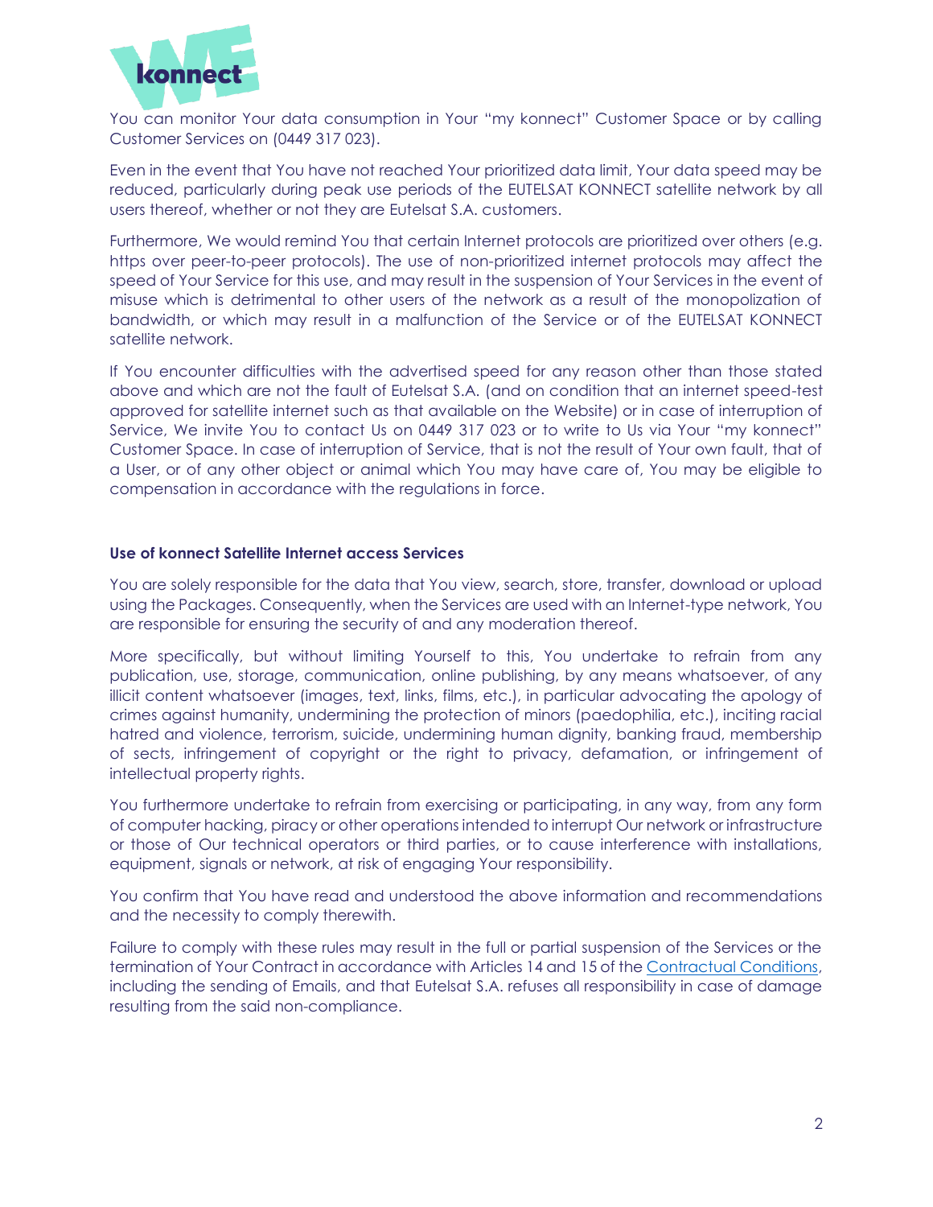You can monitor Your data consumption in Your "my konnect" Customer Space or by calling Customer Services on (0449 317 023).

Even in the event that You have not reached Your prioritized data limit, Your data speed may be reduced, particularly during peak use periods of the EUTELSAT KONNECT satellite network by all users thereof, whether or not they are Eutelsat S.A. customers.

Furthermore, We would remind You that certain Internet protocols are prioritized over others (e.g. https over peer-to-peer protocols). The use of non-prioritized internet protocols may affect the speed of Your Service for this use, and may result in the suspension of Your Services in the event of misuse which is detrimental to other users of the network as a result of the monopolization of bandwidth, or which may result in a malfunction of the Service or of the EUTELSAT KONNECT satellite network.

If You encounter difficulties with the advertised speed for any reason other than those stated above and which are not the fault of Eutelsat S.A. (and on condition that an internet speed-test approved for satellite internet such as that available on the Website) or in case of interruption of Service, We invite You to contact Us on 0449 317 023 or to write to Us via Your "my konnect" Customer Space. In case of interruption of Service, that is not the result of Your own fault, that of a User, or of any other object or animal which You may have care of, You may be eligible to compensation in accordance with the regulations in force.

### Use of konnect Satellite Internet access Services

You are solely responsible for the data that You view, search, store, transfer, download or upload using the Packages. Consequently, when the Services are used with an Internet-type network, You are responsible for ensuring the security of and any moderation thereof.

More specifically, but without limiting Yourself to this, You undertake to refrain from any publication, use, storage, communication, online publishing, by any means whatsoever, of any illicit content whatsoever (images, text, links, films, etc.), in particular advocating the apology of crimes against humanity, undermining the protection of minors (paedophilia, etc.), inciting racial hatred and violence, terrorism, suicide, undermining human dignity, banking fraud, membership of sects, infringement of copyright or the right to privacy, defamation, or infringement of intellectual property rights.

You furthermore undertake to refrain from exercising or participating, in any way, from any form of computer hacking, piracy or other operations intended to interrupt Our network or infrastructure or those of Our technical operators or third parties, or to cause interference with installations, equipment, signals or network, at risk of engaging Your responsibility.

You confirm that You have read and understood the above information and recommendations and the necessity to comply therewith.

Failure to comply with these rules may result in the full or partial suspension of the Services or the termination of Your Contract in accordance with Articles 14 and 15 of the Contractual Conditions, including the sending of Emails, and that Eutelsat S.A. refuses all responsibility in case of damage resulting from the said non-compliance.